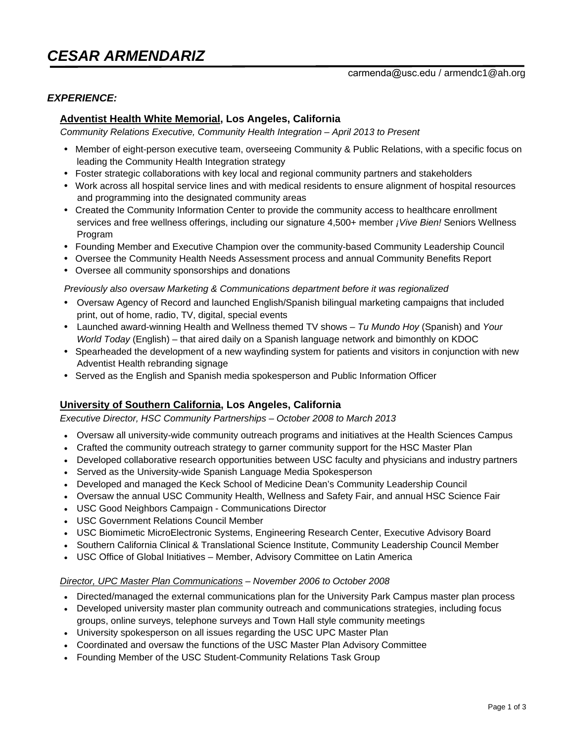# *CESAR ARMENDARIZ*

carmenda@usc.edu / armendc1@ah.org

## *EXPERIENCE:*

### <u>Adventist Health White Memorial</u>, Los Angeles, California

*Community Relations Executive, Community Health Integration – April 2013 to Present*

- Member of eight-person executive team, overseeing Community & Public Relations, with a specific focus on leading the Community Health Integration strategy
- Foster strategic collaborations with key local and regional community partners and stakeholders
- Work across all hospital service lines and with medical residents to ensure alignment of hospital resources and programming into the designated community areas
- Created the Community Information Center to provide the community access to healthcare enrollment services and free wellness offerings, including our signature 4,500+ member *¡Vive Bien!* Seniors Wellness Program
- Founding Member and Executive Champion over the community-based Community Leadership Council
- Oversee the Community Health Needs Assessment process and annual Community Benefits Report
- Oversee all community sponsorships and donations

*Previously also oversaw Marketing & Communications department before it was regionalized*

- Oversaw Agency of Record and launched English/Spanish bilingual marketing campaigns that included print, out of home, radio, TV, digital, special events
- Launched award-winning Health and Wellness themed TV shows – *Tu Mundo Hoy* (Spanish) and *Your World Today* (English) – that aired daily on a Spanish language network and bimonthly on KDOC
- Spearheaded the development of a new wayfinding system for patients and visitors in conjunction with new Adventist Health rebranding signage
- Served as the English and Spanish media spokesperson and Public Information Officer

### <u>University of Southern California</u>, Los Angeles, California

*Executive Director, HSC Community Partnerships – October 2008 to March 2013*

- Oversaw all university-wide community outreach programs and initiatives at the Health Sciences Campus
- Crafted the community outreach strategy to garner community support for the HSC Master Plan
- Developed collaborative research opportunities between USC faculty and physicians and industry partners
- Served as the University-wide Spanish Language Media Spokesperson
- Developed and managed the Keck School of Medicine Dean's Community Leadership Council
- Oversaw the annual USC Community Health, Wellness and Safety Fair, and annual HSC Science Fair
- USC Good Neighbors Campaign - Communications Director
- USC Government Relations Council Member
- USC Biomimetic MicroElectronic Systems, Engineering Research Center, Executive Advisory Board
- Southern California Clinical & Translational Science Institute, Community Leadership Council Member
- USC Office of Global Initiatives – Member, Advisory Committee on Latin America

*<u>Director, UPC Master Plan Communications</u> – November 2006 to October 2008*

- Directed/managed the external communications plan for the University Park Campus master plan process
- Developed university master plan community outreach and communications strategies, including focus groups, online surveys, telephone surveys and Town Hall style community meetings
- University spokesperson on all issues regarding the USC UPC Master Plan
- Coordinated and oversaw the functions of the USC Master Plan Advisory Committee
- Founding Member of the USC Student-Community Relations Task Group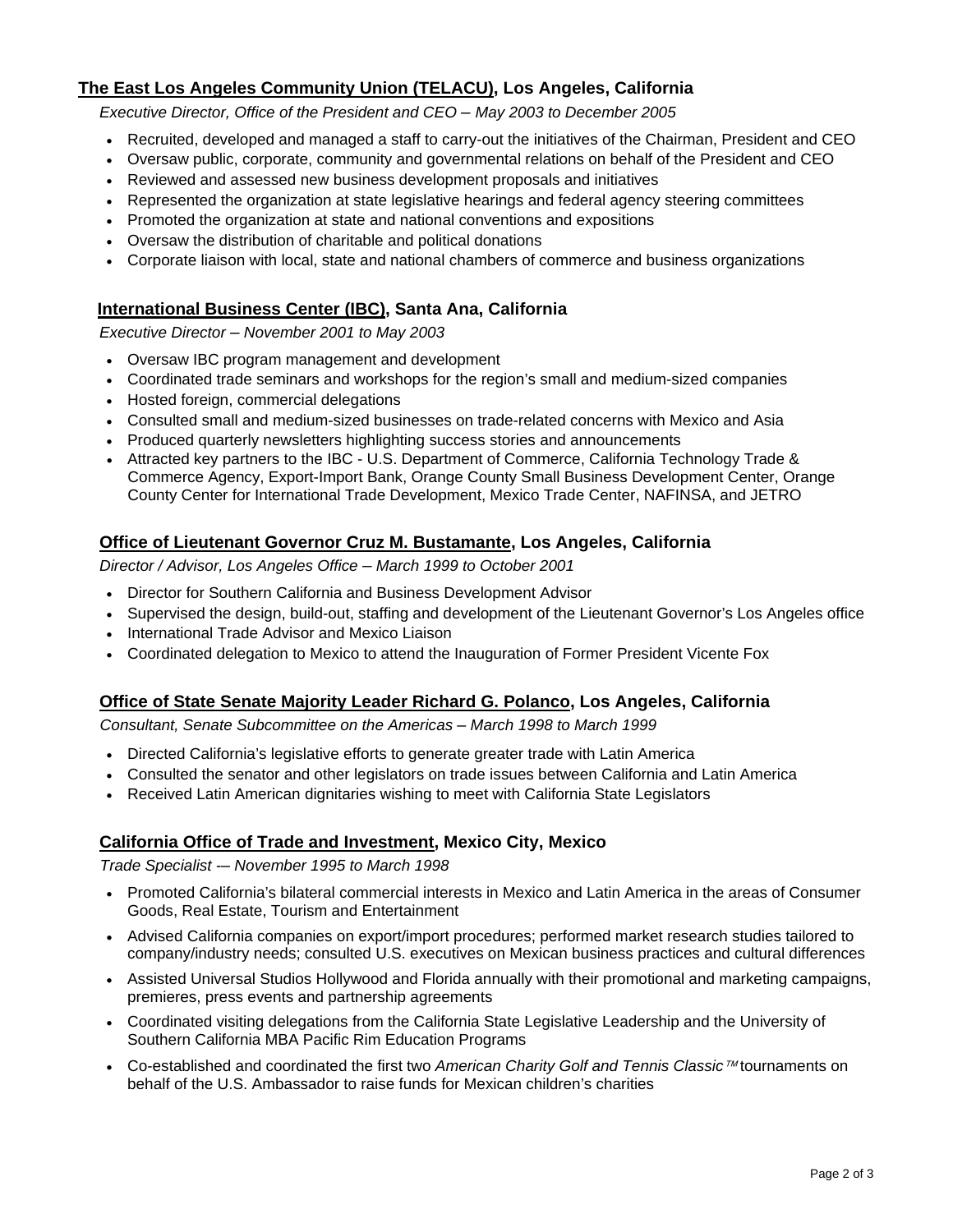### The East Los Angeles Community Union (TELACU), Los Angeles, California

*Executive Director, Office of the President and CEO – May 2003 to December 2005*

- Recruited, developed and managed a staff to carry-out the initiatives of the Chairman, President and CEO
- Oversaw public, corporate, community and governmental relations on behalf of the President and CEO
- Reviewed and assessed new business development proposals and initiatives
- Represented the organization at state legislative hearings and federal agency steering committees
- Promoted the organization at state and national conventions and expositions
- Oversaw the distribution of charitable and political donations
- Corporate liaison with local, state and national chambers of commerce and business organizations

### International Business Center (IBC), Santa Ana, California

*Executive Director – November 2001 to May 2003*

- Oversaw IBC program management and development
- Coordinated trade seminars and workshops for the region's small and medium-sized companies
- Hosted foreign, commercial delegations
- Consulted small and medium-sized businesses on trade-related concerns with Mexico and Asia
- Produced quarterly newsletters highlighting success stories and announcements
- Attracted key partners to the IBC - U.S. Department of Commerce, California Technology Trade & Commerce Agency, Export-Import Bank, Orange County Small Business Development Center, Orange County Center for International Trade Development, Mexico Trade Center, NAFINSA, and JETRO

### Office of Lieutenant Governor Cruz M. Bustamante, Los Angeles, California

*Director / Advisor, Los Angeles Office – March 1999 to October 2001*

- Director for Southern California and Business Development Advisor
- Supervised the design, build-out, staffing and development of the Lieutenant Governor's Los Angeles office
- International Trade Advisor and Mexico Liaison
- Coordinated delegation to Mexico to attend the Inauguration of Former President Vicente Fox

### Office of State Senate Majority Leader Richard G. Polanco, Los Angeles, California

*Consultant, Senate Subcommittee on the Americas – March 1998 to March 1999*

- Directed California's legislative efforts to generate greater trade with Latin America
- Consulted the senator and other legislators on trade issues between California and Latin America
- Received Latin American dignitaries wishing to meet with California State Legislators

### California Office of Trade and Investment, Mexico City, Mexico

*Trade Specialist -– November 1995 to March 1998*

- Promoted California's bilateral commercial interests in Mexico and Latin America in the areas of Consumer Goods, Real Estate, Tourism and Entertainment
- Advised California companies on export/import procedures; performed market research studies tailored to company/industry needs; consulted U.S. executives on Mexican business practices and cultural differences
- Assisted Universal Studios Hollywood and Florida annually with their promotional and marketing campaigns, premieres, press events and partnership agreements
- Coordinated visiting delegations from the California State Legislative Leadership and the University of Southern California MBA Pacific Rim Education Programs
- Co-established and coordinated the first two *American Charity Golf and Tennis Classic™* tournaments on behalf of the U.S. Ambassador to raise funds for Mexican children's charities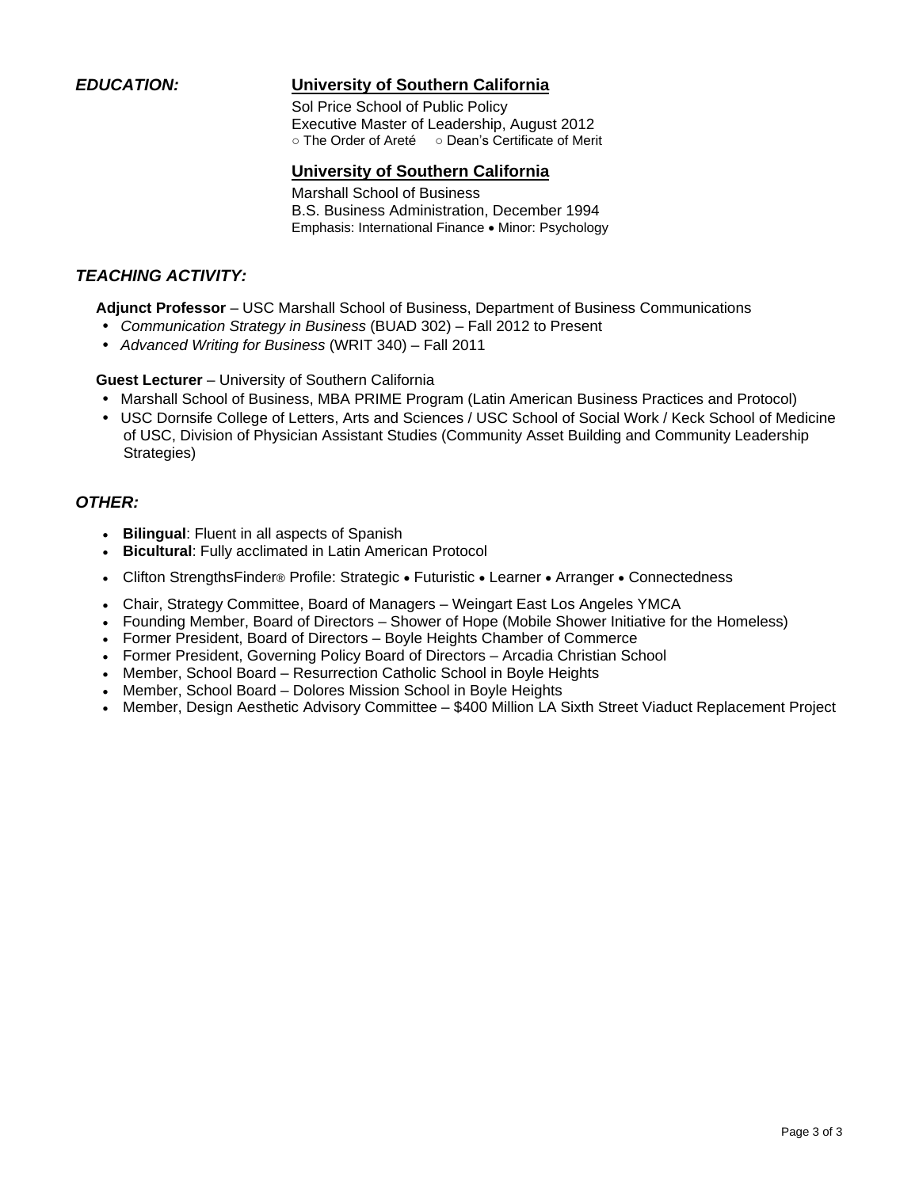## *EDUCATION:*

**University of Southern California**

Sol Price School of Public Policy
Executive Master of Leadership, August 2012
○ The Order of Areté ○ Dean's Certificate of Merit

**University of Southern California**

Marshall School of Business
B.S. Business Administration, December 1994
Emphasis: International Finance • Minor: Psychology

## *TEACHING ACTIVITY:*

**Adjunct Professor** – USC Marshall School of Business, Department of Business Communications

- *Communication Strategy in Business* (BUAD 302) – Fall 2012 to Present
- *Advanced Writing for Business* (WRIT 340) – Fall 2011

**Guest Lecturer** – University of Southern California

- Marshall School of Business, MBA PRIME Program (Latin American Business Practices and Protocol)
- USC Dornsife College of Letters, Arts and Sciences / USC School of Social Work / Keck School of Medicine of USC, Division of Physician Assistant Studies (Community Asset Building and Community Leadership Strategies)

## *OTHER:*

- **Bilingual**: Fluent in all aspects of Spanish
- **Bicultural**: Fully acclimated in Latin American Protocol
- Clifton StrengthsFinder® Profile: Strategic • Futuristic • Learner • Arranger • Connectedness
- Chair, Strategy Committee, Board of Managers – Weingart East Los Angeles YMCA
- Founding Member, Board of Directors – Shower of Hope (Mobile Shower Initiative for the Homeless)
- Former President, Board of Directors – Boyle Heights Chamber of Commerce
- Former President, Governing Policy Board of Directors – Arcadia Christian School
- Member, School Board – Resurrection Catholic School in Boyle Heights
- Member, School Board – Dolores Mission School in Boyle Heights
- Member, Design Aesthetic Advisory Committee – $400 Million LA Sixth Street Viaduct Replacement Project